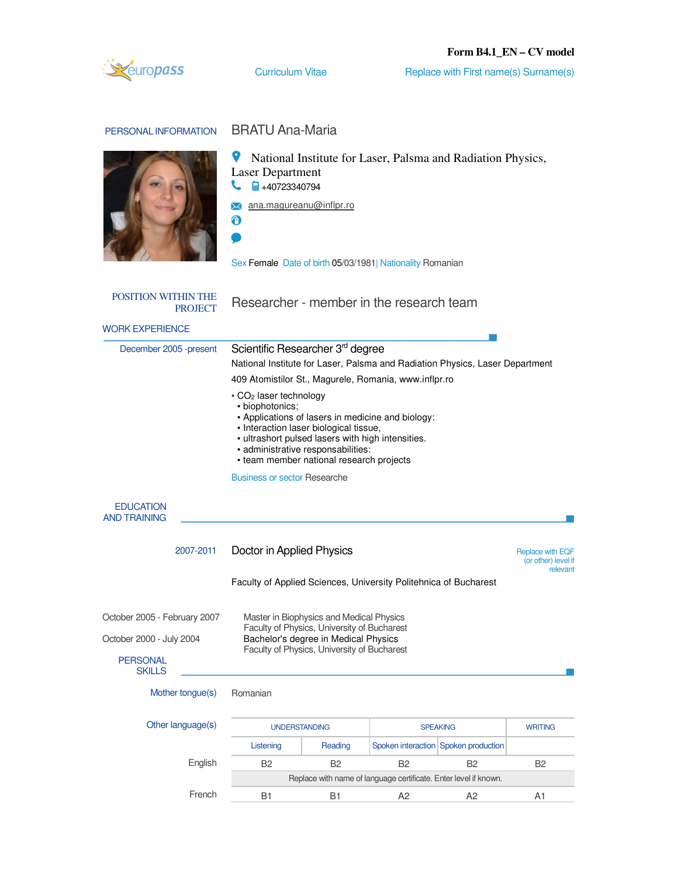**Form B4.1_EN – CV model**

europass Curriculum Vitae Replace with First name(s) Surname(s)

## PERSONAL INFORMATION

**BRATU Ana-Maria**

National Institute for Laser, Palsma and Radiation Physics, Laser Department

+40723340794

ana.magureanu@inflpr.ro

Sex Female Date of birth 05/03/1981| Nationality Romanian

## POSITION WITHIN THE PROJECT

Researcher - member in the research team

## WORK EXPERIENCE

**December 2005 -present**

### Scientific Researcher 3[rd] degree

National Institute for Laser, Palsma and Radiation Physics, Laser Department

409 Atomistilor St., Magurele, Romania, www.inflpr.ro

- $CO_2$ laser technology
- biophotonics;
- Applications of lasers in medicine and biology:
- Interaction laser biological tissue,
- ultrashort pulsed lasers with high intensities.
- administrative responsabilities:
- team member national research projects

Business or sector Researche

## EDUCATION AND TRAINING

**2007-2011**

### Doctor in Applied Physics

Replace with EQF (or other) level if relevant

Faculty of Applied Sciences, University Politehnica of Bucharest

**October 2005 - February 2007**

Master in Biophysics and Medical Physics
Faculty of Physics, University of Bucharest

**October 2000 - July 2004**

Bachelor's degree in Medical Physics
Faculty of Physics, University of Bucharest

## PERSONAL SKILLS

Mother tongue(s): Romanian

Other language(s):

| | UNDERSTANDING | | SPEAKING | | WRITING |
|---|---|---|---|---|---|
| | Listening | Reading | Spoken interaction | Spoken production | |
| English | B2 | B2 | B2 | B2 | B2 |
| | Replace with name of language certificate. Enter level if known. | | | | |
| French | B1 | B1 | A2 | A2 | A1 |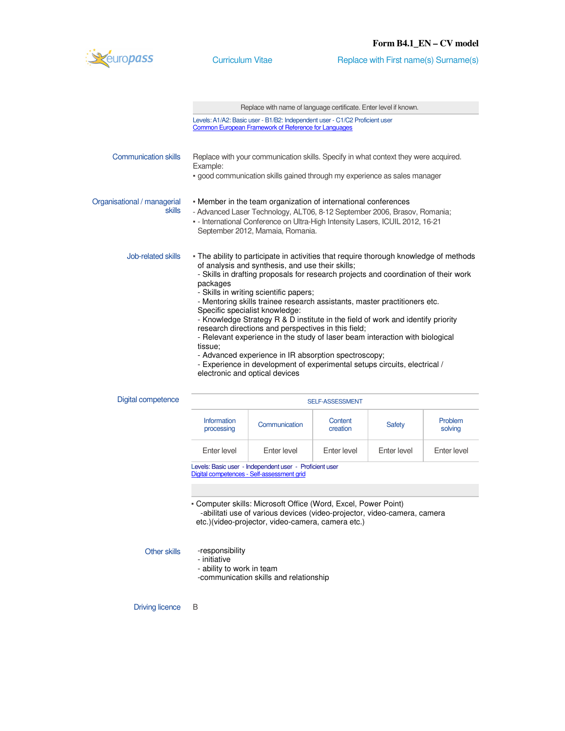Form B4.1_EN – CV model

Curriculum Vitae — Replace with First name(s) Surname(s)

| Replace with name of language certificate. Enter level if known. |
|---|

Levels: A1/A2: Basic user - B1/B2: Independent user - C1/C2 Proficient user
Common European Framework of Reference for Languages

**Communication skills**

Replace with your communication skills. Specify in what context they were acquired. Example:
▪ good communication skills gained through my experience as sales manager

**Organisational / managerial skills**

▪ Member in the team organization of international conferences
- Advanced Laser Technology, ALT06, 8-12 September 2006, Brasov, Romania;
▪ - International Conference on Ultra-High Intensity Lasers, ICUIL 2012, 16-21 September 2012, Mamaia, Romania.

**Job-related skills**

▪ The ability to participate in activities that require thorough knowledge of methods of analysis and synthesis, and use their skills;
- Skills in drafting proposals for research projects and coordination of their work packages
- Skills in writing scientific papers;
- Mentoring skills trainee research assistants, master practitioners etc.
Specific specialist knowledge:
- Knowledge Strategy R & D institute in the field of work and identify priority research directions and perspectives in this field;
- Relevant experience in the study of laser beam interaction with biological tissue;
- Advanced experience in IR absorption spectroscopy;
- Experience in development of experimental setups circuits, electrical / electronic and optical devices

**Digital competence**

| SELF-ASSESSMENT | | | | |
|---|---|---|---|---|
| Information processing | Communication | Content creation | Safety | Problem solving |
| Enter level | Enter level | Enter level | Enter level | Enter level |

Levels: Basic user - Independent user - Proficient user
Digital competences - Self-assessment grid

▪ Computer skills: Microsoft Office (Word, Excel, Power Point)
-abilitati use of various devices (video-projector, video-camera, camera etc.)(video-projector, video-camera, camera etc.)

**Other skills**

-responsibility
- initiative
- ability to work in team
-communication skills and relationship

**Driving licence**

B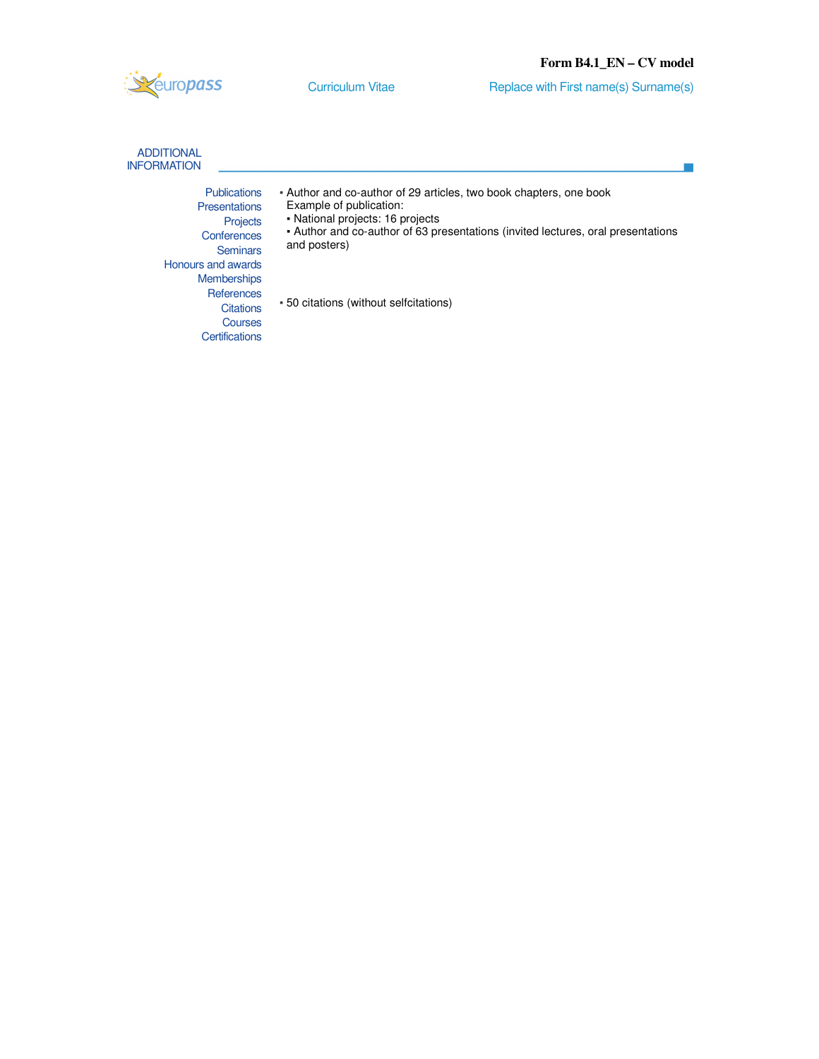Form B4.1_EN – CV model

Curriculum Vitae — Replace with First name(s) Surname(s)

## ADDITIONAL INFORMATION

| | |
|---|---|
| Publications | ▪ Author and co-author of 29 articles, two book chapters, one book<br>Example of publication: |
| Presentations | |
| Projects | ▪ National projects: 16 projects |
| Conferences | ▪ Author and co-author of 63 presentations (invited lectures, oral presentations and posters) |
| Seminars | |
| Honours and awards | |
| Memberships | |
| References | |
| Citations | ▪ 50 citations (without selfcitations) |
| Courses | |
| Certifications | |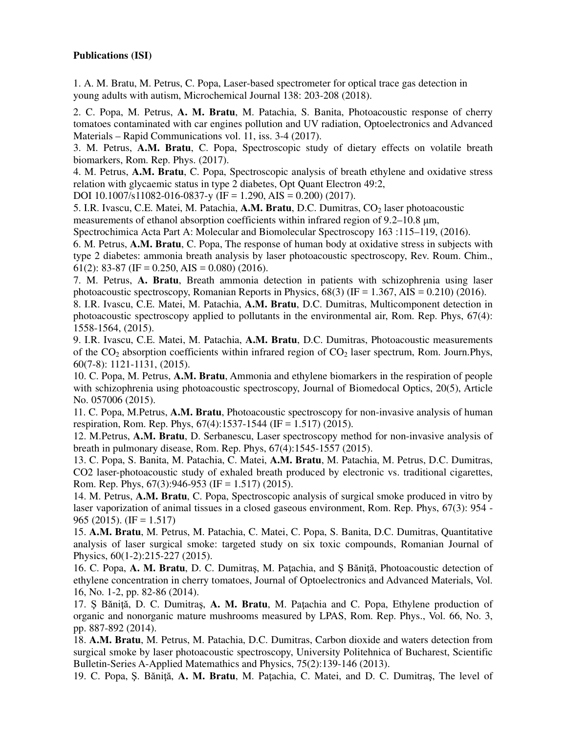**Publications (ISI)**

1. A. M. Bratu, M. Petrus, C. Popa, Laser-based spectrometer for optical trace gas detection in young adults with autism, Microchemical Journal 138: 203-208 (2018).

2. C. Popa, M. Petrus, **A. M. Bratu**, M. Patachia, S. Banita, Photoacoustic response of cherry tomatoes contaminated with car engines pollution and UV radiation, Optoelectronics and Advanced Materials – Rapid Communications vol. 11, iss. 3-4 (2017).

3. M. Petrus, **A.M. Bratu**, C. Popa, Spectroscopic study of dietary effects on volatile breath biomarkers, Rom. Rep. Phys. (2017).

4. M. Petrus, **A.M. Bratu**, C. Popa, Spectroscopic analysis of breath ethylene and oxidative stress relation with glycaemic status in type 2 diabetes, Opt Quant Electron 49:2, DOI 10.1007/s11082-016-0837-y (IF = 1.290, AIS = 0.200) (2017).

5. I.R. Ivascu, C.E. Matei, M. Patachia, **A.M. Bratu**, D.C. Dumitras, $CO_2$ laser photoacoustic measurements of ethanol absorption coefficients within infrared region of 9.2–10.8 μm, Spectrochimica Acta Part A: Molecular and Biomolecular Spectroscopy 163 :115–119, (2016).

6. M. Petrus, **A.M. Bratu**, C. Popa, The response of human body at oxidative stress in subjects with type 2 diabetes: ammonia breath analysis by laser photoacoustic spectroscopy, Rev. Roum. Chim., 61(2): 83-87 (IF = 0.250, AIS = 0.080) (2016).

7. M. Petrus, **A. Bratu**, Breath ammonia detection in patients with schizophrenia using laser photoacoustic spectroscopy, Romanian Reports in Physics, 68(3) (IF = 1.367, AIS = 0.210) (2016).

8. I.R. Ivascu, C.E. Matei, M. Patachia, **A.M. Bratu**, D.C. Dumitras, Multicomponent detection in photoacoustic spectroscopy applied to pollutants in the environmental air, Rom. Rep. Phys, 67(4): 1558-1564, (2015).

9. I.R. Ivascu, C.E. Matei, M. Patachia, **A.M. Bratu**, D.C. Dumitras, Photoacoustic measurements of the $CO_2$ absorption coefficients within infrared region of $CO_2$ laser spectrum, Rom. Journ.Phys, 60(7-8): 1121-1131, (2015).

10. C. Popa, M. Petrus, **A.M. Bratu**, Ammonia and ethylene biomarkers in the respiration of people with schizophrenia using photoacoustic spectroscopy, Journal of Biomedocal Optics, 20(5), Article No. 057006 (2015).

11. C. Popa, M.Petrus, **A.M. Bratu**, Photoacoustic spectroscopy for non-invasive analysis of human respiration, Rom. Rep. Phys, 67(4):1537-1544 (IF = 1.517) (2015).

12. M.Petrus, **A.M. Bratu**, D. Serbanescu, Laser spectroscopy method for non-invasive analysis of breath in pulmonary disease, Rom. Rep. Phys, 67(4):1545-1557 (2015).

13. C. Popa, S. Banita, M. Patachia, C. Matei, **A.M. Bratu**, M. Patachia, M. Petrus, D.C. Dumitras, CO2 laser-photoacoustic study of exhaled breath produced by electronic vs. traditional cigarettes, Rom. Rep. Phys, 67(3):946-953 (IF = 1.517) (2015).

14. M. Petrus, **A.M. Bratu**, C. Popa, Spectroscopic analysis of surgical smoke produced in vitro by laser vaporization of animal tissues in a closed gaseous environment, Rom. Rep. Phys, 67(3): 954 - 965 (2015). (IF = 1.517)

15. **A.M. Bratu**, M. Petrus, M. Patachia, C. Matei, C. Popa, S. Banita, D.C. Dumitras, Quantitative analysis of laser surgical smoke: targeted study on six toxic compounds, Romanian Journal of Physics, 60(1-2):215-227 (2015).

16. C. Popa, **A. M. Bratu**, D. C. Dumitraş, M. Paţachia, and Ş Băniţă, Photoacoustic detection of ethylene concentration in cherry tomatoes, Journal of Optoelectronics and Advanced Materials, Vol. 16, No. 1-2, pp. 82-86 (2014).

17. Ş Băniţă, D. C. Dumitraş, **A. M. Bratu**, M. Paţachia and C. Popa, Ethylene production of organic and nonorganic mature mushrooms measured by LPAS, Rom. Rep. Phys., Vol. 66, No. 3, pp. 887-892 (2014).

18. **A.M. Bratu**, M. Petrus, M. Patachia, D.C. Dumitras, Carbon dioxide and waters detection from surgical smoke by laser photoacoustic spectroscopy, University Politehnica of Bucharest, Scientific Bulletin-Series A-Applied Matemathics and Physics, 75(2):139-146 (2013).

19. C. Popa, Ş. Băniţă, **A. M. Bratu**, M. Paţachia, C. Matei, and D. C. Dumitraş, The level of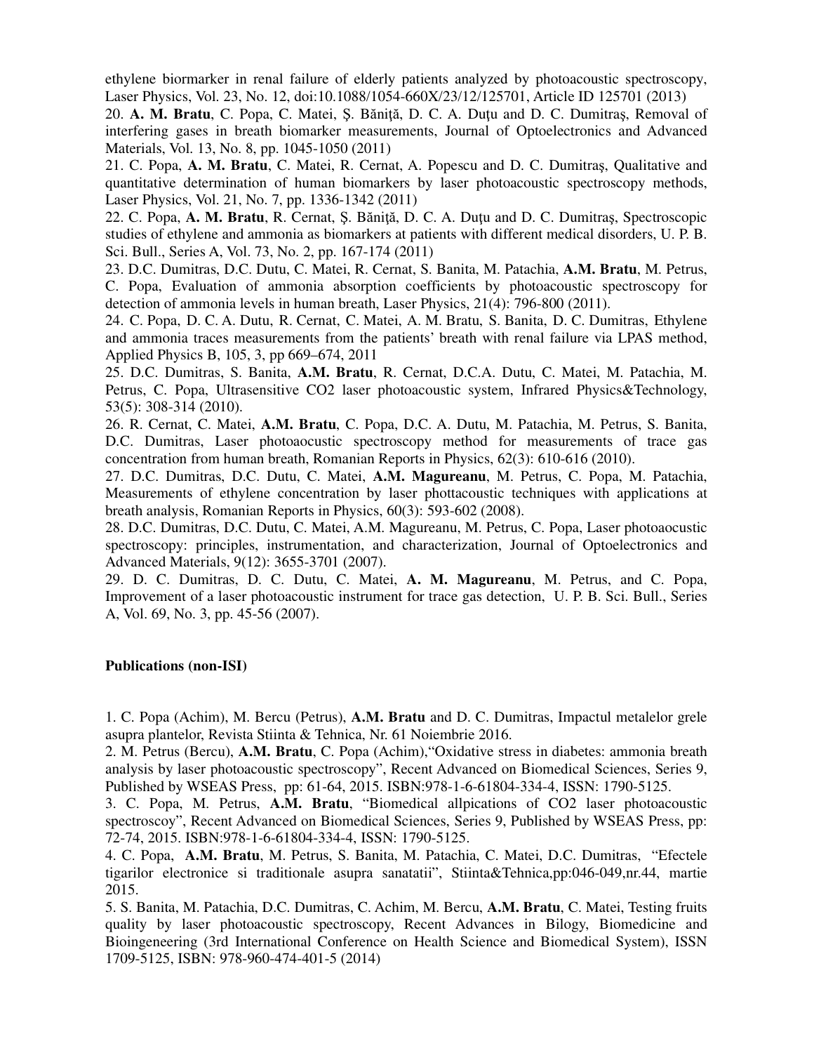ethylene biormarker in renal failure of elderly patients analyzed by photoacoustic spectroscopy, Laser Physics, Vol. 23, No. 12, doi:10.1088/1054-660X/23/12/125701, Article ID 125701 (2013)

20. **A. M. Bratu**, C. Popa, C. Matei, Ş. Băniţă, D. C. A. Duţu and D. C. Dumitraş, Removal of interfering gases in breath biomarker measurements, Journal of Optoelectronics and Advanced Materials, Vol. 13, No. 8, pp. 1045-1050 (2011)

21. C. Popa, **A. M. Bratu**, C. Matei, R. Cernat, A. Popescu and D. C. Dumitraş, Qualitative and quantitative determination of human biomarkers by laser photoacoustic spectroscopy methods, Laser Physics, Vol. 21, No. 7, pp. 1336-1342 (2011)

22. C. Popa, **A. M. Bratu**, R. Cernat, Ş. Băniţă, D. C. A. Duţu and D. C. Dumitraş, Spectroscopic studies of ethylene and ammonia as biomarkers at patients with different medical disorders, U. P. B. Sci. Bull., Series A, Vol. 73, No. 2, pp. 167-174 (2011)

23. D.C. Dumitras, D.C. Dutu, C. Matei, R. Cernat, S. Banita, M. Patachia, **A.M. Bratu**, M. Petrus, C. Popa, Evaluation of ammonia absorption coefficients by photoacoustic spectroscopy for detection of ammonia levels in human breath, Laser Physics, 21(4): 796-800 (2011).

24. C. Popa, D. C. A. Dutu, R. Cernat, C. Matei, A. M. Bratu, S. Banita, D. C. Dumitras, Ethylene and ammonia traces measurements from the patients' breath with renal failure via LPAS method, Applied Physics B, 105, 3, pp 669–674, 2011

25. D.C. Dumitras, S. Banita, **A.M. Bratu**, R. Cernat, D.C.A. Dutu, C. Matei, M. Patachia, M. Petrus, C. Popa, Ultrasensitive CO2 laser photoacoustic system, Infrared Physics&Technology, 53(5): 308-314 (2010).

26. R. Cernat, C. Matei, **A.M. Bratu**, C. Popa, D.C. A. Dutu, M. Patachia, M. Petrus, S. Banita, D.C. Dumitras, Laser photoaocustic spectroscopy method for measurements of trace gas concentration from human breath, Romanian Reports in Physics, 62(3): 610-616 (2010).

27. D.C. Dumitras, D.C. Dutu, C. Matei, **A.M. Magureanu**, M. Petrus, C. Popa, M. Patachia, Measurements of ethylene concentration by laser phottacoustic techniques with applications at breath analysis, Romanian Reports in Physics, 60(3): 593-602 (2008).

28. D.C. Dumitras, D.C. Dutu, C. Matei, A.M. Magureanu, M. Petrus, C. Popa, Laser photoaocustic spectroscopy: principles, instrumentation, and characterization, Journal of Optoelectronics and Advanced Materials, 9(12): 3655-3701 (2007).

29. D. C. Dumitras, D. C. Dutu, C. Matei, **A. M. Magureanu**, M. Petrus, and C. Popa, Improvement of a laser photoacoustic instrument for trace gas detection, U. P. B. Sci. Bull., Series A, Vol. 69, No. 3, pp. 45-56 (2007).

**Publications (non-ISI)**

1. C. Popa (Achim), M. Bercu (Petrus), **A.M. Bratu** and D. C. Dumitras, Impactul metalelor grele asupra plantelor, Revista Stiinta & Tehnica, Nr. 61 Noiembrie 2016.

2. M. Petrus (Bercu), **A.M. Bratu**, C. Popa (Achim),"Oxidative stress in diabetes: ammonia breath analysis by laser photoacoustic spectroscopy", Recent Advanced on Biomedical Sciences, Series 9, Published by WSEAS Press, pp: 61-64, 2015. ISBN:978-1-6-61804-334-4, ISSN: 1790-5125.

3. C. Popa, M. Petrus, **A.M. Bratu**, "Biomedical allpications of CO2 laser photoacoustic spectroscoy", Recent Advanced on Biomedical Sciences, Series 9, Published by WSEAS Press, pp: 72-74, 2015. ISBN:978-1-6-61804-334-4, ISSN: 1790-5125.

4. C. Popa, **A.M. Bratu**, M. Petrus, S. Banita, M. Patachia, C. Matei, D.C. Dumitras, "Efectele tigarilor electronice si traditionale asupra sanatatii", Stiinta&Tehnica,pp:046-049,nr.44, martie 2015.

5. S. Banita, M. Patachia, D.C. Dumitras, C. Achim, M. Bercu, **A.M. Bratu**, C. Matei, Testing fruits quality by laser photoacoustic spectroscopy, Recent Advances in Bilogy, Biomedicine and Bioingeneering (3rd International Conference on Health Science and Biomedical System), ISSN 1709-5125, ISBN: 978-960-474-401-5 (2014)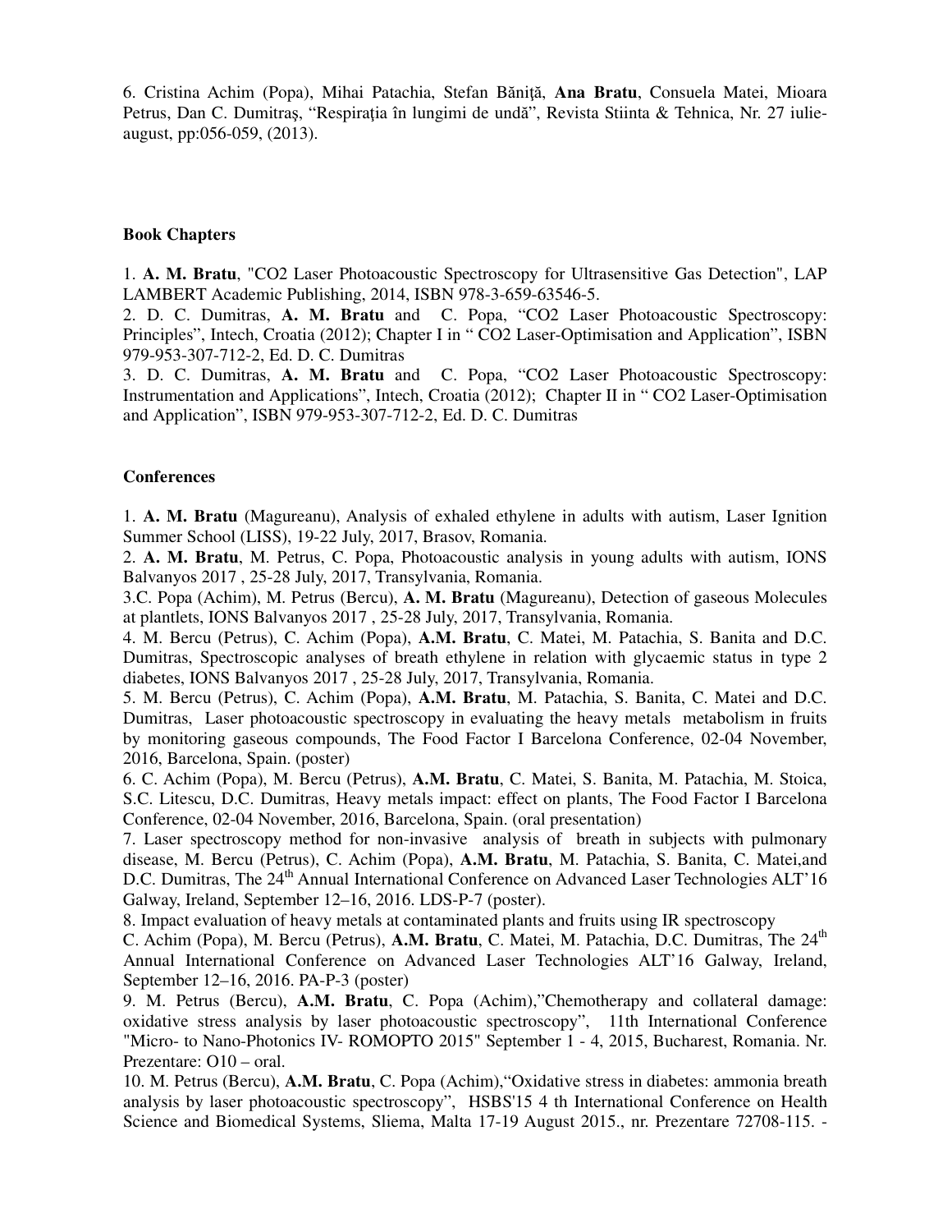6. Cristina Achim (Popa), Mihai Patachia, Stefan Băniţă, **Ana Bratu**, Consuela Matei, Mioara Petrus, Dan C. Dumitraş, "Respiraţia în lungimi de undă", Revista Stiinta & Tehnica, Nr. 27 iulie-august, pp:056-059, (2013).

**Book Chapters**

1. **A. M. Bratu**, "CO2 Laser Photoacoustic Spectroscopy for Ultrasensitive Gas Detection", LAP LAMBERT Academic Publishing, 2014, ISBN 978-3-659-63546-5.
2. D. C. Dumitras, **A. M. Bratu** and C. Popa, "CO2 Laser Photoacoustic Spectroscopy: Principles", Intech, Croatia (2012); Chapter I in " CO2 Laser-Optimisation and Application", ISBN 979-953-307-712-2, Ed. D. C. Dumitras
3. D. C. Dumitras, **A. M. Bratu** and C. Popa, "CO2 Laser Photoacoustic Spectroscopy: Instrumentation and Applications", Intech, Croatia (2012); Chapter II in " CO2 Laser-Optimisation and Application", ISBN 979-953-307-712-2, Ed. D. C. Dumitras

**Conferences**

1. **A. M. Bratu** (Magureanu), Analysis of exhaled ethylene in adults with autism, Laser Ignition Summer School (LISS), 19-22 July, 2017, Brasov, Romania.
2. **A. M. Bratu**, M. Petrus, C. Popa, Photoacoustic analysis in young adults with autism, IONS Balvanyos 2017 , 25-28 July, 2017, Transylvania, Romania.
3.C. Popa (Achim), M. Petrus (Bercu), **A. M. Bratu** (Magureanu), Detection of gaseous Molecules at plantlets, IONS Balvanyos 2017 , 25-28 July, 2017, Transylvania, Romania.
4. M. Bercu (Petrus), C. Achim (Popa), **A.M. Bratu**, C. Matei, M. Patachia, S. Banita and D.C. Dumitras, Spectroscopic analyses of breath ethylene in relation with glycaemic status in type 2 diabetes, IONS Balvanyos 2017 , 25-28 July, 2017, Transylvania, Romania.
5. M. Bercu (Petrus), C. Achim (Popa), **A.M. Bratu**, M. Patachia, S. Banita, C. Matei and D.C. Dumitras, Laser photoacoustic spectroscopy in evaluating the heavy metals metabolism in fruits by monitoring gaseous compounds, The Food Factor I Barcelona Conference, 02-04 November, 2016, Barcelona, Spain. (poster)
6. C. Achim (Popa), M. Bercu (Petrus), **A.M. Bratu**, C. Matei, S. Banita, M. Patachia, M. Stoica, S.C. Litescu, D.C. Dumitras, Heavy metals impact: effect on plants, The Food Factor I Barcelona Conference, 02-04 November, 2016, Barcelona, Spain. (oral presentation)
7. Laser spectroscopy method for non-invasive analysis of breath in subjects with pulmonary disease, M. Bercu (Petrus), C. Achim (Popa), **A.M. Bratu**, M. Patachia, S. Banita, C. Matei,and D.C. Dumitras, The 24th Annual International Conference on Advanced Laser Technologies ALT'16 Galway, Ireland, September 12–16, 2016. LDS-P-7 (poster).
8. Impact evaluation of heavy metals at contaminated plants and fruits using IR spectroscopy C. Achim (Popa), M. Bercu (Petrus), **A.M. Bratu**, C. Matei, M. Patachia, D.C. Dumitras, The 24th Annual International Conference on Advanced Laser Technologies ALT'16 Galway, Ireland, September 12–16, 2016. PA-P-3 (poster)
9. M. Petrus (Bercu), **A.M. Bratu**, C. Popa (Achim),"Chemotherapy and collateral damage: oxidative stress analysis by laser photoacoustic spectroscopy", 11th International Conference "Micro- to Nano-Photonics IV- ROMOPTO 2015" September 1 - 4, 2015, Bucharest, Romania. Nr. Prezentare: O10 – oral.
10. M. Petrus (Bercu), **A.M. Bratu**, C. Popa (Achim),"Oxidative stress in diabetes: ammonia breath analysis by laser photoacoustic spectroscopy", HSBS'15 4 th International Conference on Health Science and Biomedical Systems, Sliema, Malta 17-19 August 2015., nr. Prezentare 72708-115. -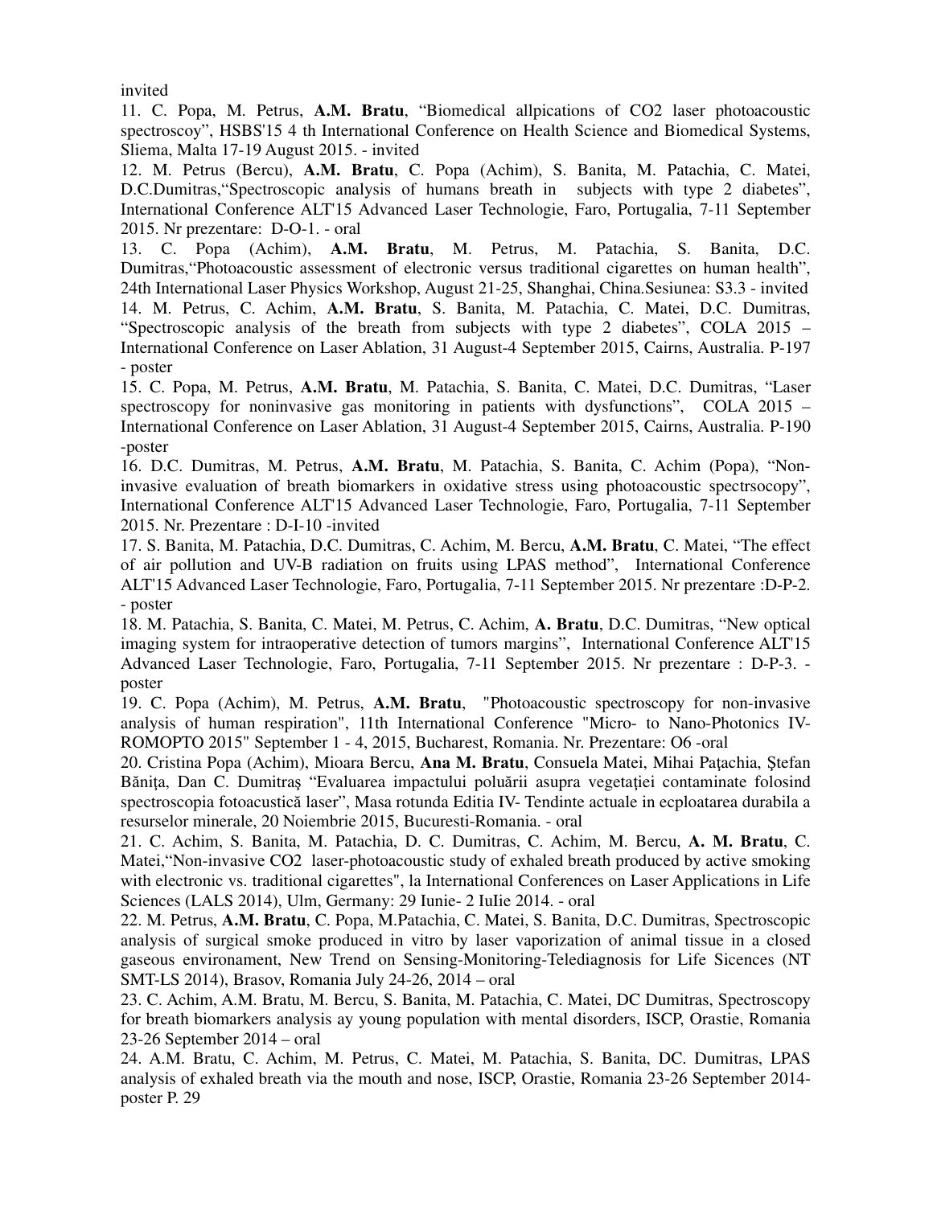invited

11. C. Popa, M. Petrus, **A.M. Bratu**, “Biomedical allpications of CO2 laser photoacoustic spectroscoy”, HSBS'15 4 th International Conference on Health Science and Biomedical Systems, Sliema, Malta 17-19 August 2015. - invited

12. M. Petrus (Bercu), **A.M. Bratu**, C. Popa (Achim), S. Banita, M. Patachia, C. Matei, D.C.Dumitras,“Spectroscopic analysis of humans breath in subjects with type 2 diabetes”, International Conference ALT'15 Advanced Laser Technologie, Faro, Portugalia, 7-11 September 2015. Nr prezentare: D-O-1. - oral

13. C. Popa (Achim), **A.M. Bratu**, M. Petrus, M. Patachia, S. Banita, D.C. Dumitras,“Photoacoustic assessment of electronic versus traditional cigarettes on human health”, 24th International Laser Physics Workshop, August 21-25, Shanghai, China.Sesiunea: S3.3 - invited

14. M. Petrus, C. Achim, **A.M. Bratu**, S. Banita, M. Patachia, C. Matei, D.C. Dumitras, “Spectroscopic analysis of the breath from subjects with type 2 diabetes”, COLA 2015 – International Conference on Laser Ablation, 31 August-4 September 2015, Cairns, Australia. P-197 - poster

15. C. Popa, M. Petrus, **A.M. Bratu**, M. Patachia, S. Banita, C. Matei, D.C. Dumitras, “Laser spectroscopy for noninvasive gas monitoring in patients with dysfunctions”, COLA 2015 – International Conference on Laser Ablation, 31 August-4 September 2015, Cairns, Australia. P-190 -poster

16. D.C. Dumitras, M. Petrus, **A.M. Bratu**, M. Patachia, S. Banita, C. Achim (Popa), “Non-invasive evaluation of breath biomarkers in oxidative stress using photoacoustic spectrsocopy”, International Conference ALT'15 Advanced Laser Technologie, Faro, Portugalia, 7-11 September 2015. Nr. Prezentare : D-I-10 -invited

17. S. Banita, M. Patachia, D.C. Dumitras, C. Achim, M. Bercu, **A.M. Bratu**, C. Matei, “The effect of air pollution and UV-B radiation on fruits using LPAS method”, International Conference ALT'15 Advanced Laser Technologie, Faro, Portugalia, 7-11 September 2015. Nr prezentare :D-P-2. - poster

18. M. Patachia, S. Banita, C. Matei, M. Petrus, C. Achim, **A. Bratu**, D.C. Dumitras, “New optical imaging system for intraoperative detection of tumors margins”, International Conference ALT'15 Advanced Laser Technologie, Faro, Portugalia, 7-11 September 2015. Nr prezentare : D-P-3. - poster

19. C. Popa (Achim), M. Petrus, **A.M. Bratu**, "Photoacoustic spectroscopy for non-invasive analysis of human respiration", 11th International Conference "Micro- to Nano-Photonics IV- ROMOPTO 2015" September 1 - 4, 2015, Bucharest, Romania. Nr. Prezentare: O6 -oral

20. Cristina Popa (Achim), Mioara Bercu, **Ana M. Bratu**, Consuela Matei, Mihai Paţachia, Ştefan Băniţa, Dan C. Dumitraş “Evaluarea impactului poluării asupra vegetației contaminate folosind spectroscopia fotoacustică laser”, Masa rotunda Editia IV- Tendinte actuale in ecploatarea durabila a resurselor minerale, 20 Noiembrie 2015, Bucuresti-Romania. - oral

21. C. Achim, S. Banita, M. Patachia, D. C. Dumitras, C. Achim, M. Bercu, **A. M. Bratu**, C. Matei,“Non-invasive CO2 laser-photoacoustic study of exhaled breath produced by active smoking with electronic vs. traditional cigarettes", la International Conferences on Laser Applications in Life Sciences (LALS 2014), Ulm, Germany: 29 Iunie- 2 IuIie 2014. - oral

22. M. Petrus, **A.M. Bratu**, C. Popa, M.Patachia, C. Matei, S. Banita, D.C. Dumitras, Spectroscopic analysis of surgical smoke produced in vitro by laser vaporization of animal tissue in a closed gaseous environament, New Trend on Sensing-Monitoring-Telediagnosis for Life Sicences (NT SMT-LS 2014), Brasov, Romania July 24-26, 2014 – oral

23. C. Achim, A.M. Bratu, M. Bercu, S. Banita, M. Patachia, C. Matei, DC Dumitras, Spectroscopy for breath biomarkers analysis ay young population with mental disorders, ISCP, Orastie, Romania 23-26 September 2014 – oral

24. A.M. Bratu, C. Achim, M. Petrus, C. Matei, M. Patachia, S. Banita, DC. Dumitras, LPAS analysis of exhaled breath via the mouth and nose, ISCP, Orastie, Romania 23-26 September 2014- poster P. 29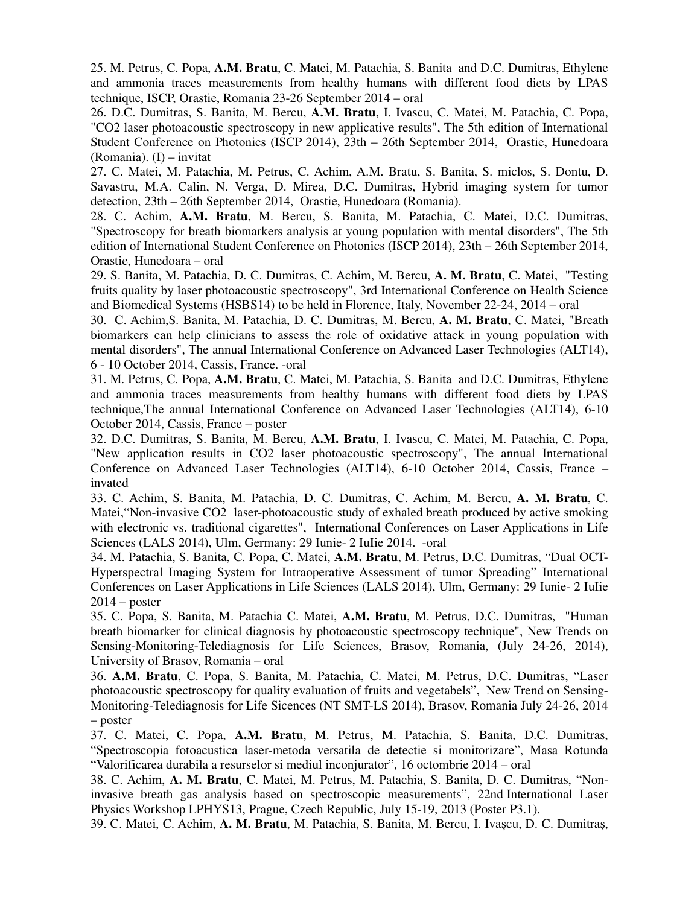25. M. Petrus, C. Popa, **A.M. Bratu**, C. Matei, M. Patachia, S. Banita and D.C. Dumitras, Ethylene and ammonia traces measurements from healthy humans with different food diets by LPAS technique, ISCP, Orastie, Romania 23-26 September 2014 – oral

26. D.C. Dumitras, S. Banita, M. Bercu, **A.M. Bratu**, I. Ivascu, C. Matei, M. Patachia, C. Popa, "CO2 laser photoacoustic spectroscopy in new applicative results", The 5th edition of International Student Conference on Photonics (ISCP 2014), 23th – 26th September 2014, Orastie, Hunedoara (Romania). (I) – invitat

27. C. Matei, M. Patachia, M. Petrus, C. Achim, A.M. Bratu, S. Banita, S. miclos, S. Dontu, D. Savastru, M.A. Calin, N. Verga, D. Mirea, D.C. Dumitras, Hybrid imaging system for tumor detection, 23th – 26th September 2014, Orastie, Hunedoara (Romania).

28. C. Achim, **A.M. Bratu**, M. Bercu, S. Banita, M. Patachia, C. Matei, D.C. Dumitras, "Spectroscopy for breath biomarkers analysis at young population with mental disorders", The 5th edition of International Student Conference on Photonics (ISCP 2014), 23th – 26th September 2014, Orastie, Hunedoara – oral

29. S. Banita, M. Patachia, D. C. Dumitras, C. Achim, M. Bercu, **A. M. Bratu**, C. Matei, "Testing fruits quality by laser photoacoustic spectroscopy", 3rd International Conference on Health Science and Biomedical Systems (HSBS14) to be held in Florence, Italy, November 22-24, 2014 – oral

30. C. Achim,S. Banita, M. Patachia, D. C. Dumitras, M. Bercu, **A. M. Bratu**, C. Matei, "Breath biomarkers can help clinicians to assess the role of oxidative attack in young population with mental disorders", The annual International Conference on Advanced Laser Technologies (ALT14), 6 - 10 October 2014, Cassis, France. -oral

31. M. Petrus, C. Popa, **A.M. Bratu**, C. Matei, M. Patachia, S. Banita and D.C. Dumitras, Ethylene and ammonia traces measurements from healthy humans with different food diets by LPAS technique,The annual International Conference on Advanced Laser Technologies (ALT14), 6-10 October 2014, Cassis, France – poster

32. D.C. Dumitras, S. Banita, M. Bercu, **A.M. Bratu**, I. Ivascu, C. Matei, M. Patachia, C. Popa, "New application results in CO2 laser photoacoustic spectroscopy", The annual International Conference on Advanced Laser Technologies (ALT14), 6-10 October 2014, Cassis, France – invated

33. C. Achim, S. Banita, M. Patachia, D. C. Dumitras, C. Achim, M. Bercu, **A. M. Bratu**, C. Matei,"Non-invasive CO2 laser-photoacoustic study of exhaled breath produced by active smoking with electronic vs. traditional cigarettes", International Conferences on Laser Applications in Life Sciences (LALS 2014), Ulm, Germany: 29 Iunie- 2 IuIie 2014. -oral

34. M. Patachia, S. Banita, C. Popa, C. Matei, **A.M. Bratu**, M. Petrus, D.C. Dumitras, "Dual OCT-Hyperspectral Imaging System for Intraoperative Assessment of tumor Spreading" International Conferences on Laser Applications in Life Sciences (LALS 2014), Ulm, Germany: 29 Iunie- 2 IuIie 2014 – poster

35. C. Popa, S. Banita, M. Patachia C. Matei, **A.M. Bratu**, M. Petrus, D.C. Dumitras, "Human breath biomarker for clinical diagnosis by photoacoustic spectroscopy technique", New Trends on Sensing-Monitoring-Telediagnosis for Life Sciences, Brasov, Romania, (July 24-26, 2014), University of Brasov, Romania – oral

36. **A.M. Bratu**, C. Popa, S. Banita, M. Patachia, C. Matei, M. Petrus, D.C. Dumitras, "Laser photoacoustic spectroscopy for quality evaluation of fruits and vegetabels", New Trend on Sensing-Monitoring-Telediagnosis for Life Sicences (NT SMT-LS 2014), Brasov, Romania July 24-26, 2014 – poster

37. C. Matei, C. Popa, **A.M. Bratu**, M. Petrus, M. Patachia, S. Banita, D.C. Dumitras, "Spectroscopia fotoacustica laser-metoda versatila de detectie si monitorizare", Masa Rotunda "Valorificarea durabila a resurselor si mediul inconjurator", 16 octombrie 2014 – oral

38. C. Achim, **A. M. Bratu**, C. Matei, M. Petrus, M. Patachia, S. Banita, D. C. Dumitras, "Non-invasive breath gas analysis based on spectroscopic measurements", 22nd International Laser Physics Workshop LPHYS13, Prague, Czech Republic, July 15-19, 2013 (Poster P3.1).

39. C. Matei, C. Achim, **A. M. Bratu**, M. Patachia, S. Banita, M. Bercu, I. Ivaşcu, D. C. Dumitraş,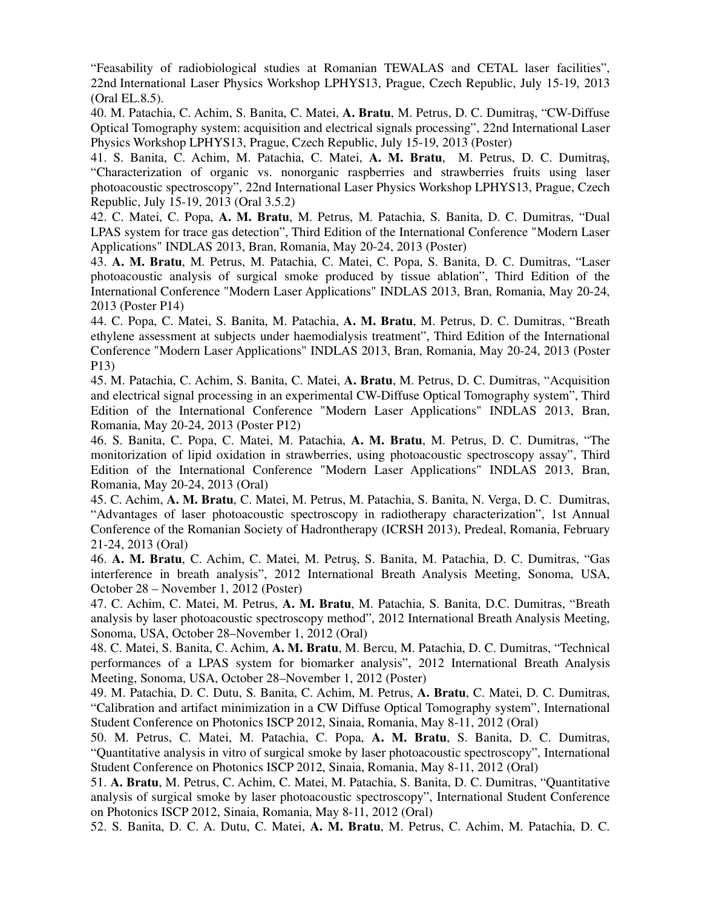"Feasability of radiobiological studies at Romanian TEWALAS and CETAL laser facilities", 22nd International Laser Physics Workshop LPHYS13, Prague, Czech Republic, July 15-19, 2013 (Oral EL.8.5).

40. M. Patachia, C. Achim, S. Banita, C. Matei, **A. Bratu**, M. Petrus, D. C. Dumitraş, "CW-Diffuse Optical Tomography system: acquisition and electrical signals processing", 22nd International Laser Physics Workshop LPHYS13, Prague, Czech Republic, July 15-19, 2013 (Poster)

41. S. Banita, C. Achim, M. Patachia, C. Matei, **A. M. Bratu**, M. Petrus, D. C. Dumitraş, "Characterization of organic vs. nonorganic raspberries and strawberries fruits using laser photoacoustic spectroscopy", 22nd International Laser Physics Workshop LPHYS13, Prague, Czech Republic, July 15-19, 2013 (Oral 3.5.2)

42. C. Matei, C. Popa, **A. M. Bratu**, M. Petrus, M. Patachia, S. Banita, D. C. Dumitras, "Dual LPAS system for trace gas detection", Third Edition of the International Conference "Modern Laser Applications" INDLAS 2013, Bran, Romania, May 20-24, 2013 (Poster)

43. **A. M. Bratu**, M. Petrus, M. Patachia, C. Matei, C. Popa, S. Banita, D. C. Dumitras, "Laser photoacoustic analysis of surgical smoke produced by tissue ablation", Third Edition of the International Conference "Modern Laser Applications" INDLAS 2013, Bran, Romania, May 20-24, 2013 (Poster P14)

44. C. Popa, C. Matei, S. Banita, M. Patachia, **A. M. Bratu**, M. Petrus, D. C. Dumitras, "Breath ethylene assessment at subjects under haemodialysis treatment", Third Edition of the International Conference "Modern Laser Applications" INDLAS 2013, Bran, Romania, May 20-24, 2013 (Poster P13)

45. M. Patachia, C. Achim, S. Banita, C. Matei, **A. Bratu**, M. Petrus, D. C. Dumitras, "Acquisition and electrical signal processing in an experimental CW-Diffuse Optical Tomography system", Third Edition of the International Conference "Modern Laser Applications" INDLAS 2013, Bran, Romania, May 20-24, 2013 (Poster P12)

46. S. Banita, C. Popa, C. Matei, M. Patachia, **A. M. Bratu**, M. Petrus, D. C. Dumitras, "The monitorization of lipid oxidation in strawberries, using photoacoustic spectroscopy assay", Third Edition of the International Conference "Modern Laser Applications" INDLAS 2013, Bran, Romania, May 20-24, 2013 (Oral)

45. C. Achim, **A. M. Bratu**, C. Matei, M. Petrus, M. Patachia, S. Banita, N. Verga, D. C. Dumitras, "Advantages of laser photoacoustic spectroscopy in radiotherapy characterization", 1st Annual Conference of the Romanian Society of Hadrontherapy (ICRSH 2013), Predeal, Romania, February 21-24, 2013 (Oral)

46. **A. M. Bratu**, C. Achim, C. Matei, M. Petruş, S. Banita, M. Patachia, D. C. Dumitras, "Gas interference in breath analysis", 2012 International Breath Analysis Meeting, Sonoma, USA, October 28 – November 1, 2012 (Poster)

47. C. Achim, C. Matei, M. Petrus, **A. M. Bratu**, M. Patachia, S. Banita, D.C. Dumitras, "Breath analysis by laser photoacoustic spectroscopy method", 2012 International Breath Analysis Meeting, Sonoma, USA, October 28–November 1, 2012 (Oral)

48. C. Matei, S. Banita, C. Achim, **A. M. Bratu**, M. Bercu, M. Patachia, D. C. Dumitras, "Technical performances of a LPAS system for biomarker analysis", 2012 International Breath Analysis Meeting, Sonoma, USA, October 28–November 1, 2012 (Poster)

49. M. Patachia, D. C. Dutu, S. Banita, C. Achim, M. Petrus, **A. Bratu**, C. Matei, D. C. Dumitras, "Calibration and artifact minimization in a CW Diffuse Optical Tomography system", International Student Conference on Photonics ISCP 2012, Sinaia, Romania, May 8-11, 2012 (Oral)

50. M. Petrus, C. Matei, M. Patachia, C. Popa, **A. M. Bratu**, S. Banita, D. C. Dumitras, "Quantitative analysis in vitro of surgical smoke by laser photoacoustic spectroscopy", International Student Conference on Photonics ISCP 2012, Sinaia, Romania, May 8-11, 2012 (Oral)

51. **A. Bratu**, M. Petrus, C. Achim, C. Matei, M. Patachia, S. Banita, D. C. Dumitras, "Quantitative analysis of surgical smoke by laser photoacoustic spectroscopy", International Student Conference on Photonics ISCP 2012, Sinaia, Romania, May 8-11, 2012 (Oral)

52. S. Banita, D. C. A. Dutu, C. Matei, **A. M. Bratu**, M. Petrus, C. Achim, M. Patachia, D. C.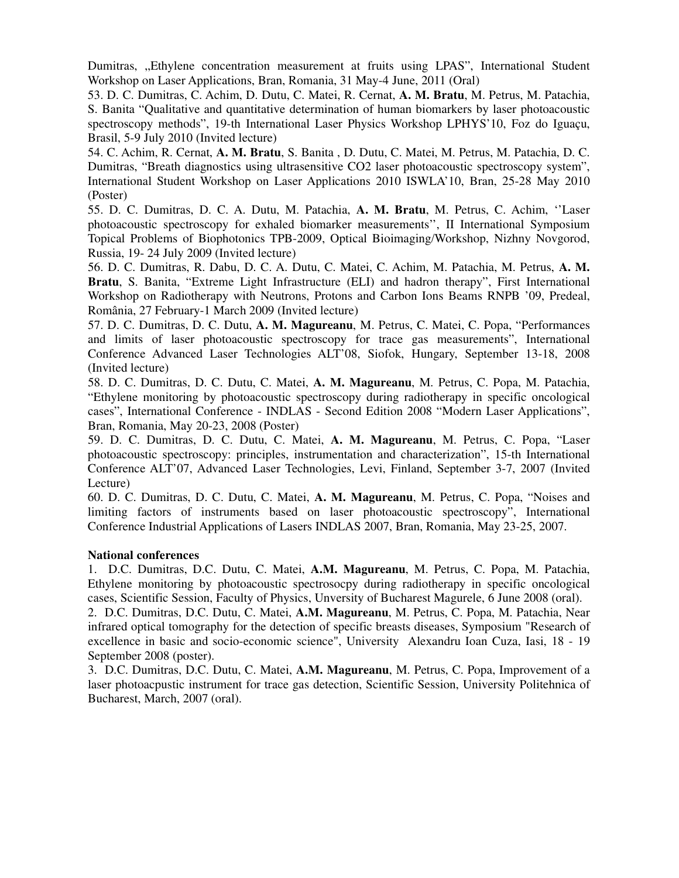Dumitras, „Ethylene concentration measurement at fruits using LPAS", International Student Workshop on Laser Applications, Bran, Romania, 31 May-4 June, 2011 (Oral)

53. D. C. Dumitras, C. Achim, D. Dutu, C. Matei, R. Cernat, **A. M. Bratu**, M. Petrus, M. Patachia, S. Banita "Qualitative and quantitative determination of human biomarkers by laser photoacoustic spectroscopy methods", 19-th International Laser Physics Workshop LPHYS'10, Foz do Iguaçu, Brasil, 5-9 July 2010 (Invited lecture)

54. C. Achim, R. Cernat, **A. M. Bratu**, S. Banita , D. Dutu, C. Matei, M. Petrus, M. Patachia, D. C. Dumitras, "Breath diagnostics using ultrasensitive CO2 laser photoacoustic spectroscopy system", International Student Workshop on Laser Applications 2010 ISWLA'10, Bran, 25-28 May 2010 (Poster)

55. D. C. Dumitras, D. C. A. Dutu, M. Patachia, **A. M. Bratu**, M. Petrus, C. Achim, ''Laser photoacoustic spectroscopy for exhaled biomarker measurements'', II International Symposium Topical Problems of Biophotonics TPB-2009, Optical Bioimaging/Workshop, Nizhny Novgorod, Russia, 19- 24 July 2009 (Invited lecture)

56. D. C. Dumitras, R. Dabu, D. C. A. Dutu, C. Matei, C. Achim, M. Patachia, M. Petrus, **A. M. Bratu**, S. Banita, "Extreme Light Infrastructure (ELI) and hadron therapy", First International Workshop on Radiotherapy with Neutrons, Protons and Carbon Ions Beams RNPB '09, Predeal, România, 27 February-1 March 2009 (Invited lecture)

57. D. C. Dumitras, D. C. Dutu, **A. M. Magureanu**, M. Petrus, C. Matei, C. Popa, "Performances and limits of laser photoacoustic spectroscopy for trace gas measurements", International Conference Advanced Laser Technologies ALT'08, Siofok, Hungary, September 13-18, 2008 (Invited lecture)

58. D. C. Dumitras, D. C. Dutu, C. Matei, **A. M. Magureanu**, M. Petrus, C. Popa, M. Patachia, "Ethylene monitoring by photoacoustic spectroscopy during radiotherapy in specific oncological cases", International Conference - INDLAS - Second Edition 2008 "Modern Laser Applications", Bran, Romania, May 20-23, 2008 (Poster)

59. D. C. Dumitras, D. C. Dutu, C. Matei, **A. M. Magureanu**, M. Petrus, C. Popa, "Laser photoacoustic spectroscopy: principles, instrumentation and characterization", 15-th International Conference ALT'07, Advanced Laser Technologies, Levi, Finland, September 3-7, 2007 (Invited Lecture)

60. D. C. Dumitras, D. C. Dutu, C. Matei, **A. M. Magureanu**, M. Petrus, C. Popa, "Noises and limiting factors of instruments based on laser photoacoustic spectroscopy", International Conference Industrial Applications of Lasers INDLAS 2007, Bran, Romania, May 23-25, 2007.

**National conferences**

1. D.C. Dumitras, D.C. Dutu, C. Matei, **A.M. Magureanu**, M. Petrus, C. Popa, M. Patachia, Ethylene monitoring by photoacoustic spectrosocpy during radiotherapy in specific oncological cases, Scientific Session, Faculty of Physics, Unversity of Bucharest Magurele, 6 June 2008 (oral).

2. D.C. Dumitras, D.C. Dutu, C. Matei, **A.M. Magureanu**, M. Petrus, C. Popa, M. Patachia, Near infrared optical tomography for the detection of specific breasts diseases, Symposium "Research of excellence in basic and socio-economic science", University Alexandru Ioan Cuza, Iasi, 18 - 19 September 2008 (poster).

3. D.C. Dumitras, D.C. Dutu, C. Matei, **A.M. Magureanu**, M. Petrus, C. Popa, Improvement of a laser photoacpustic instrument for trace gas detection, Scientific Session, University Politehnica of Bucharest, March, 2007 (oral).